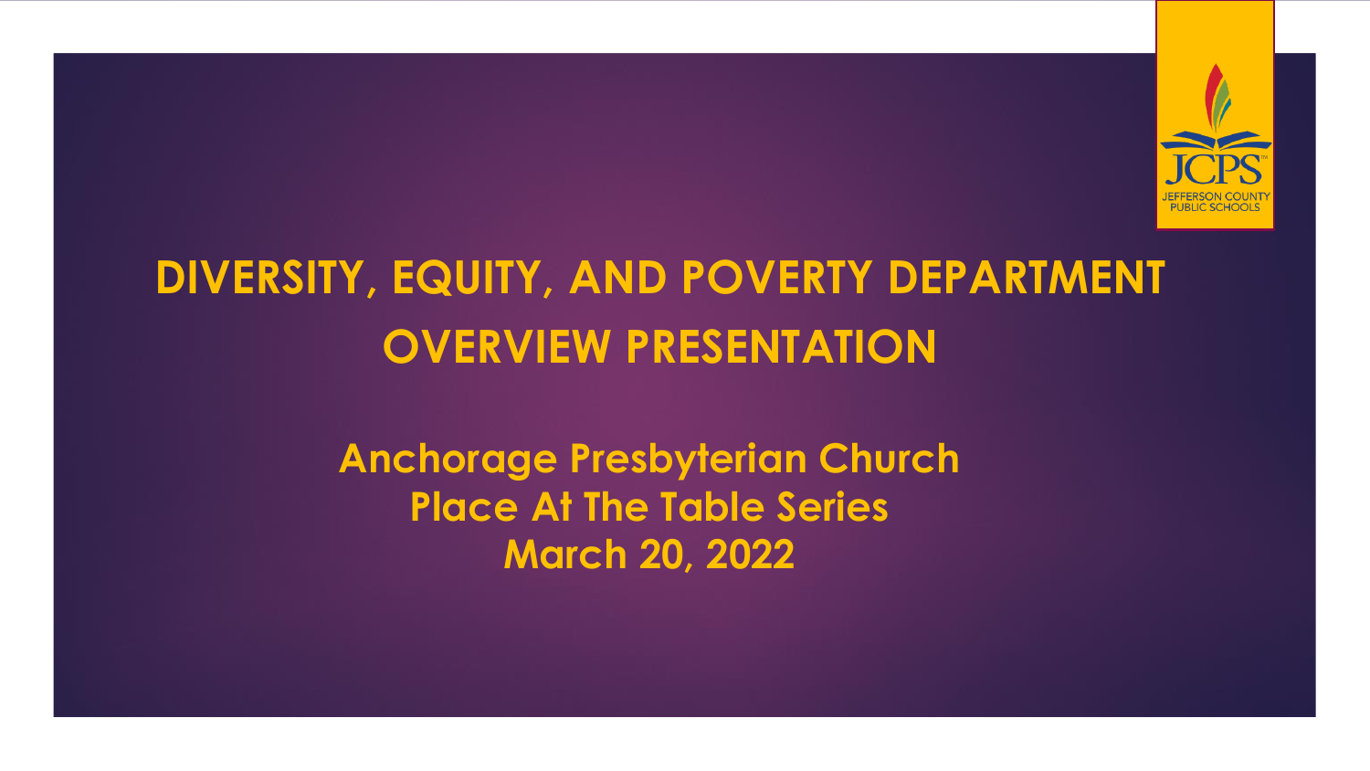# DIVERSITY, EQUITY, AND POVERTY DEPARTMENT OVERVIEW PRESENTATION

**Anchorage Presbyterian Church**
**Place At The Table Series**
**March 20, 2022**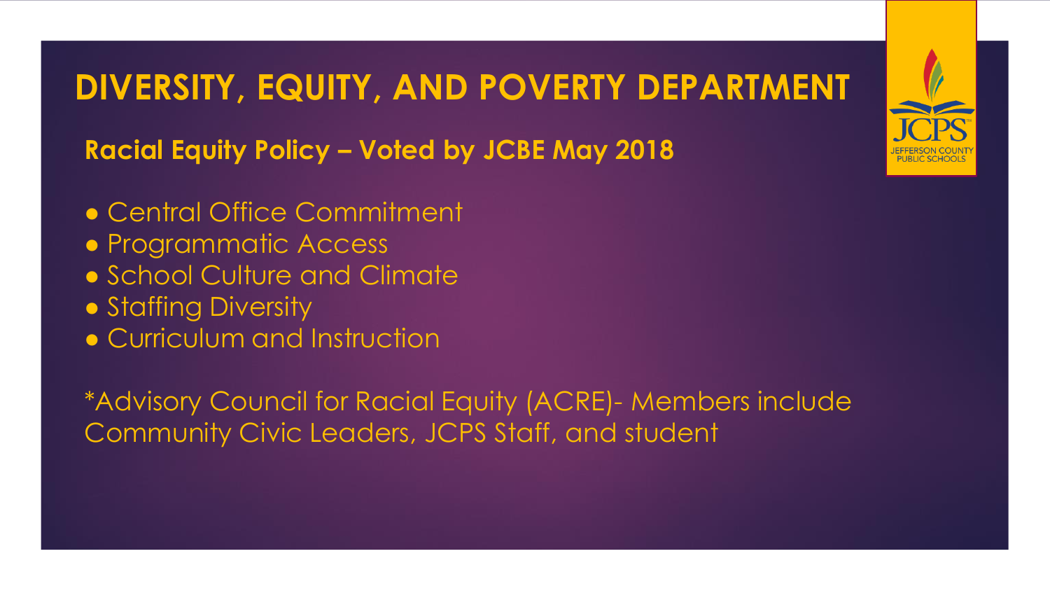# DIVERSITY, EQUITY, AND POVERTY DEPARTMENT

## Racial Equity Policy – Voted by JCBE May 2018

- Central Office Commitment
- Programmatic Access
- School Culture and Climate
- Staffing Diversity
- Curriculum and Instruction

*Advisory Council for Racial Equity (ACRE)- Members include Community Civic Leaders, JCPS Staff, and student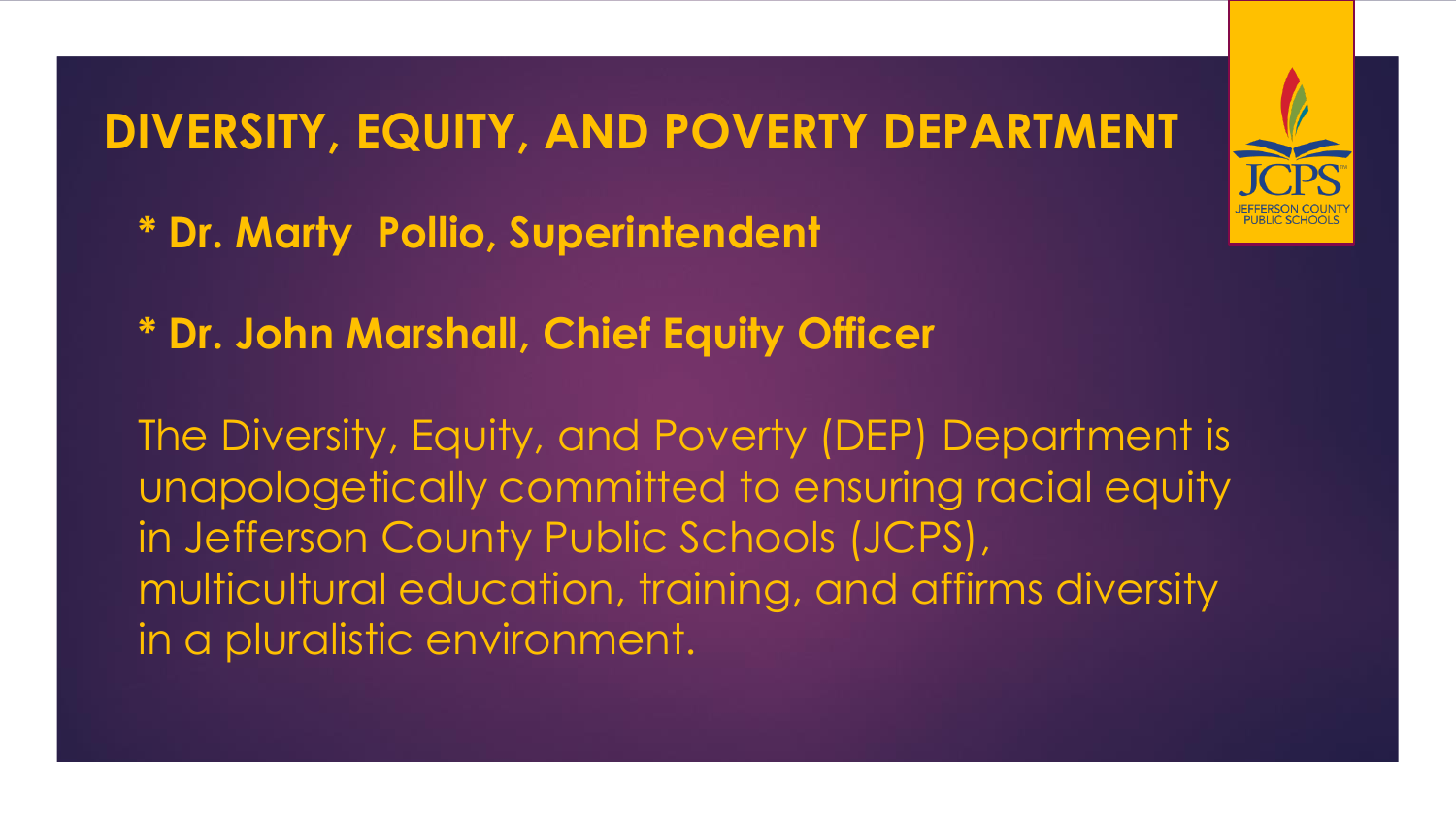# DIVERSITY, EQUITY, AND POVERTY DEPARTMENT

**\* Dr. Marty Pollio, Superintendent**

**\* Dr. John Marshall, Chief Equity Officer**

The Diversity, Equity, and Poverty (DEP) Department is unapologetically committed to ensuring racial equity in Jefferson County Public Schools (JCPS), multicultural education, training, and affirms diversity in a pluralistic environment.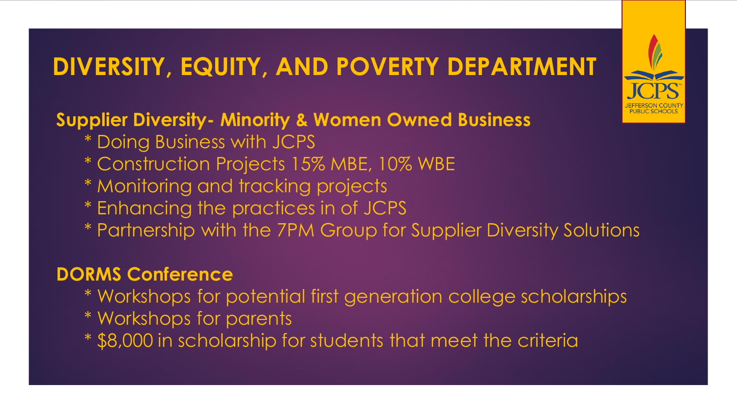# DIVERSITY, EQUITY, AND POVERTY DEPARTMENT

## Supplier Diversity- Minority & Women Owned Business

* Doing Business with JCPS
* Construction Projects 15% MBE, 10% WBE
* Monitoring and tracking projects
* Enhancing the practices in of JCPS
* Partnership with the 7PM Group for Supplier Diversity Solutions

## DORMS Conference

* Workshops for potential first generation college scholarships
* Workshops for parents
* $8,000 in scholarship for students that meet the criteria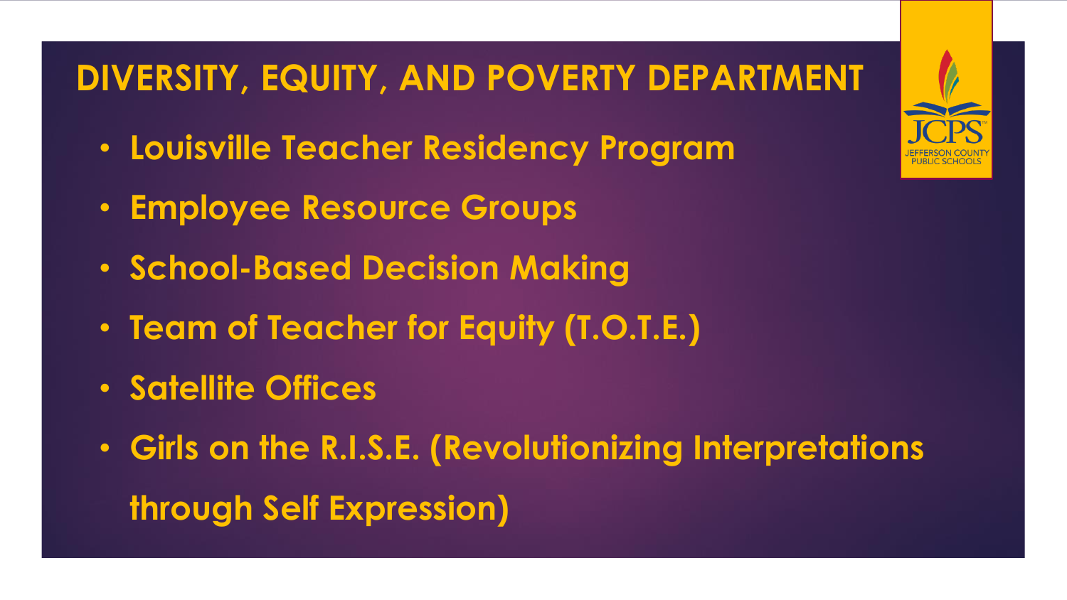# DIVERSITY, EQUITY, AND POVERTY DEPARTMENT

- Louisville Teacher Residency Program
- Employee Resource Groups
- School-Based Decision Making
- Team of Teacher for Equity (T.O.T.E.)
- Satellite Offices
- Girls on the R.I.S.E. (Revolutionizing Interpretations through Self Expression)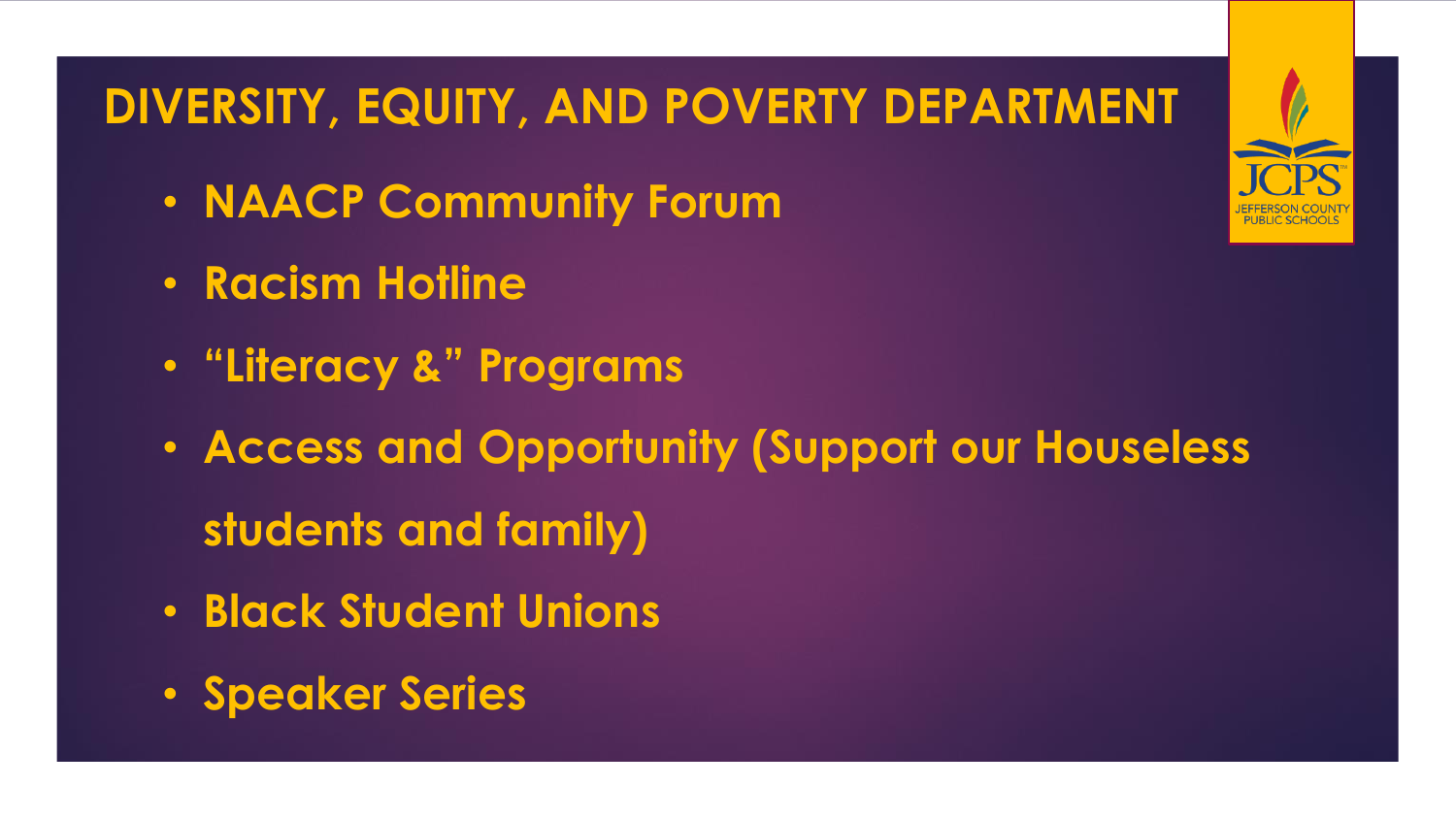# DIVERSITY, EQUITY, AND POVERTY DEPARTMENT

- NAACP Community Forum
- Racism Hotline
- "Literacy &" Programs
- Access and Opportunity (Support our Houseless students and family)
- Black Student Unions
- Speaker Series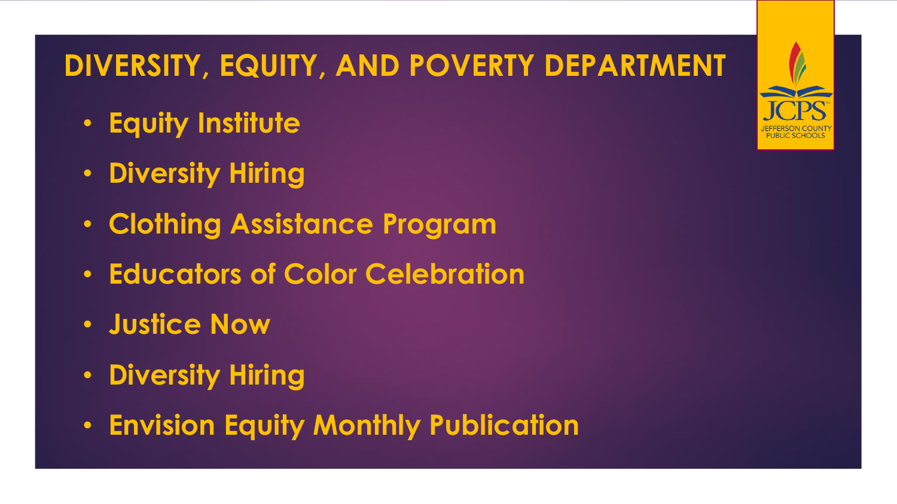# DIVERSITY, EQUITY, AND POVERTY DEPARTMENT

- Equity Institute
- Diversity Hiring
- Clothing Assistance Program
- Educators of Color Celebration
- Justice Now
- Diversity Hiring
- Envision Equity Monthly Publication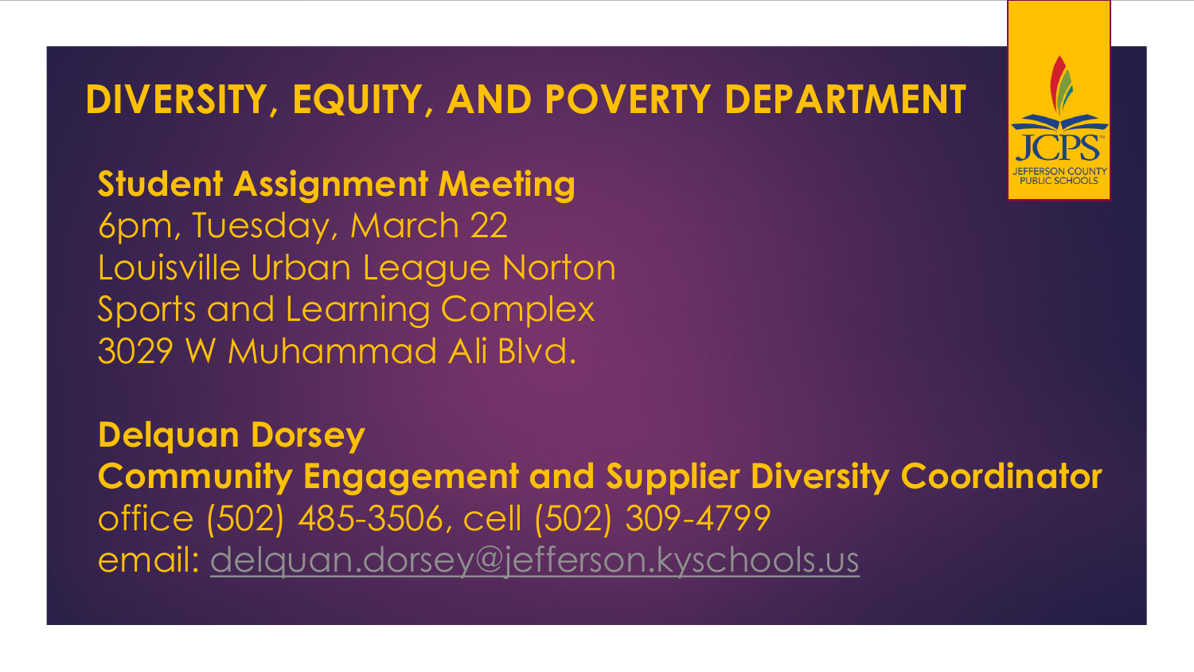# DIVERSITY, EQUITY, AND POVERTY DEPARTMENT

JCPS
JEFFERSON COUNTY PUBLIC SCHOOLS

**Student Assignment Meeting**
6pm, Tuesday, March 22
Louisville Urban League Norton Sports and Learning Complex
3029 W Muhammad Ali Blvd.

**Delquan Dorsey**
**Community Engagement and Supplier Diversity Coordinator**
office (502) 485-3506, cell (502) 309-4799
email: delquan.dorsey@jefferson.kyschools.us